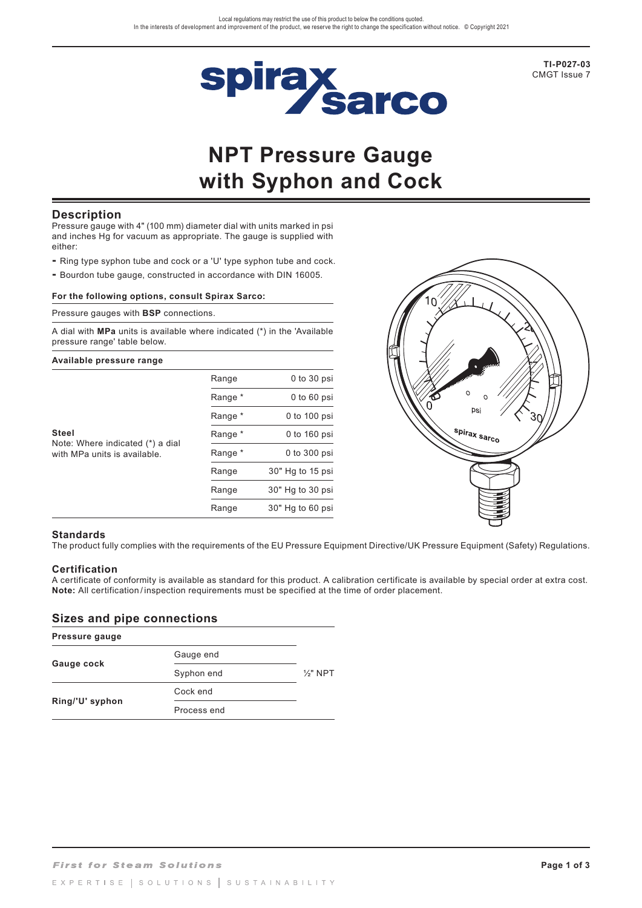TI-P027-03
CMGT Issue 7

# NPT Pressure Gauge with Syphon and Cock

## Description

Pressure gauge with 4" (100 mm) diameter dial with units marked in psi and inches Hg for vacuum as appropriate. The gauge is supplied with either:

- Ring type syphon tube and cock or a 'U' type syphon tube and cock.
- Bourdon tube gauge, constructed in accordance with DIN 16005.

**For the following options, consult Spirax Sarco:**

Pressure gauges with **BSP** connections.

A dial with **MPa** units is available where indicated (*) in the 'Available pressure range' table below.

**Available pressure range**

| | | |
|---|---|---|
| **Steel**<br>Note: Where indicated (*) a dial with MPa units is available. | Range | 0 to 30 psi |
| | Range * | 0 to 60 psi |
| | Range * | 0 to 100 psi |
| | Range * | 0 to 160 psi |
| | Range * | 0 to 300 psi |
| | Range | 30" Hg to 15 psi |
| | Range | 30" Hg to 30 psi |
| | Range | 30" Hg to 60 psi |

### Standards

The product fully complies with the requirements of the EU Pressure Equipment Directive/UK Pressure Equipment (Safety) Regulations.

### Certification

A certificate of conformity is available as standard for this product. A calibration certificate is available by special order at extra cost.
**Note:** All certification / inspection requirements must be specified at the time of order placement.

## Sizes and pipe connections

| **Pressure gauge** | | |
|---|---|---|
| **Gauge cock** | Gauge end | ½" NPT |
| | Syphon end | |
| **Ring/'U' syphon** | Cock end | |
| | Process end | |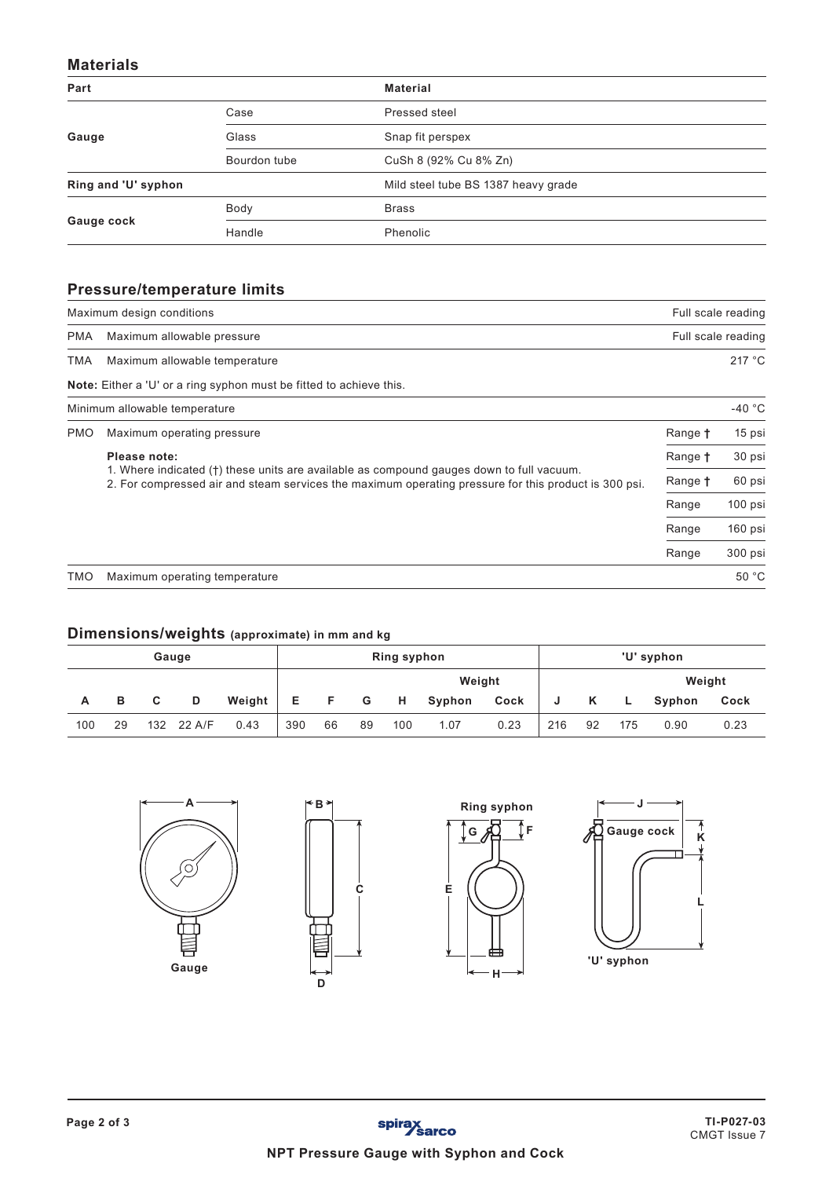## Materials

| Part | | Material |
|---|---|---|
| Gauge | Case | Pressed steel |
| | Glass | Snap fit perspex |
| | Bourdon tube | CuSh 8 (92% Cu 8% Zn) |
| Ring and 'U' syphon | | Mild steel tube BS 1387 heavy grade |
| Gauge cock | Body | Brass |
| | Handle | Phenolic |

## Pressure/temperature limits

| | | | |
|---|---|---|---|
| Maximum design conditions | | | Full scale reading |
| PMA | Maximum allowable pressure | | Full scale reading |
| TMA | Maximum allowable temperature | | 217 °C |
| **Note:** Either a 'U' or a ring syphon must be fitted to achieve this. | | | |
| Minimum allowable temperature | | | -40 °C |
| PMO | Maximum operating pressure | Range † | 15 psi |
| | **Please note:** | Range † | 30 psi |
| | 1. Where indicated (†) these units are available as compound gauges down to full vacuum. | Range † | 60 psi |
| | 2. For compressed air and steam services the maximum operating pressure for this product is 300 psi. | Range | 100 psi |
| | | Range | 160 psi |
| | | Range | 300 psi |
| TMO | Maximum operating temperature | | 50 °C |

## Dimensions/weights (approximate) in mm and kg

| Gauge | | | | | Ring syphon | | | | | | 'U' syphon | | | | |
|---|---|---|---|---|---|---|---|---|---|---|---|---|---|---|---|
| | | | | | | | | | Weight | | | | | Weight | |
| A | B | C | D | Weight | E | F | G | H | Syphon | Cock | J | K | L | Syphon | Cock |
| 100 | 29 | 132 | 22 A/F | 0.43 | 390 | 66 | 89 | 100 | 1.07 | 0.23 | 216 | 92 | 175 | 0.90 | 0.23 |

Gauge

Ring syphon

Gauge cock

'U' syphon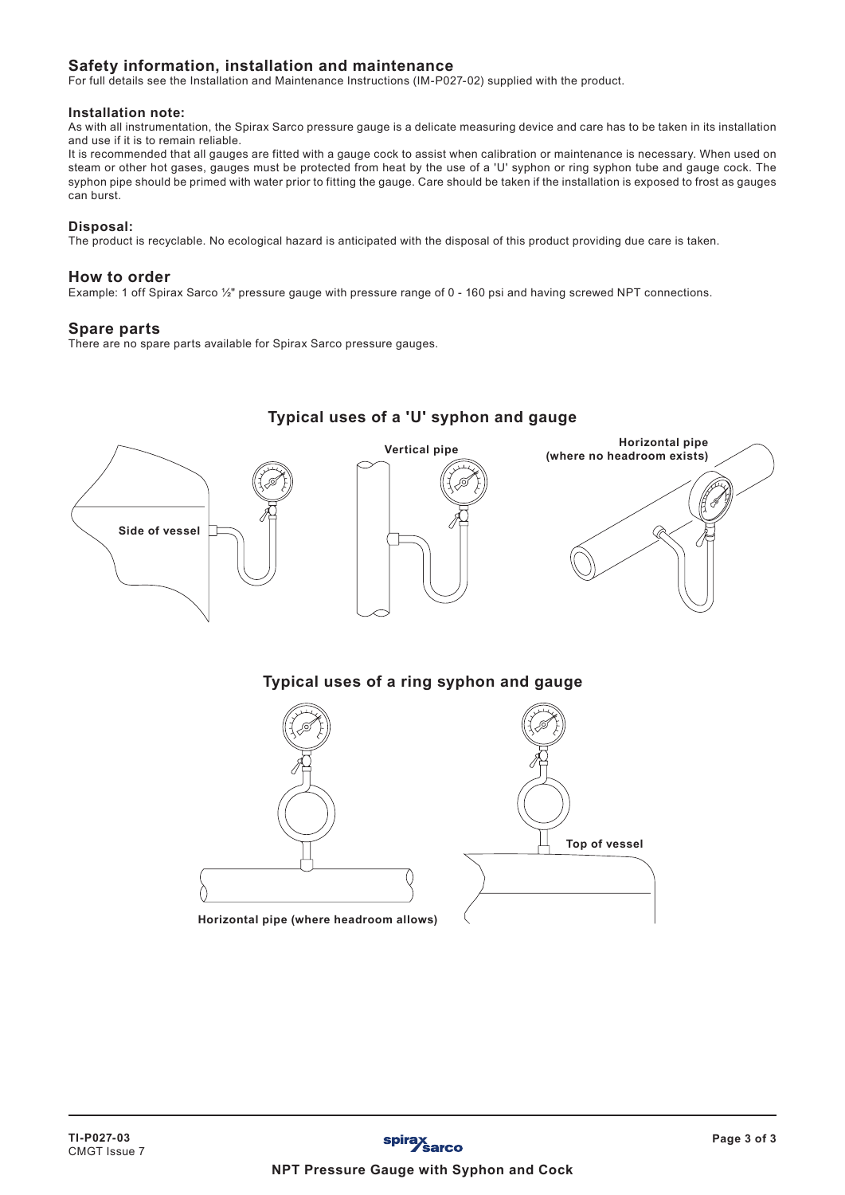## Safety information, installation and maintenance

For full details see the Installation and Maintenance Instructions (IM-P027-02) supplied with the product.

### Installation note:

As with all instrumentation, the Spirax Sarco pressure gauge is a delicate measuring device and care has to be taken in its installation and use if it is to remain reliable.

It is recommended that all gauges are fitted with a gauge cock to assist when calibration or maintenance is necessary. When used on steam or other hot gases, gauges must be protected from heat by the use of a 'U' syphon or ring syphon tube and gauge cock. The syphon pipe should be primed with water prior to fitting the gauge. Care should be taken if the installation is exposed to frost as gauges can burst.

### Disposal:

The product is recyclable. No ecological hazard is anticipated with the disposal of this product providing due care is taken.

## How to order

Example: 1 off Spirax Sarco ½" pressure gauge with pressure range of 0 - 160 psi and having screwed NPT connections.

## Spare parts

There are no spare parts available for Spirax Sarco pressure gauges.

### Typical uses of a 'U' syphon and gauge

Side of vessel

Vertical pipe

Horizontal pipe (where no headroom exists)

### Typical uses of a ring syphon and gauge

Horizontal pipe (where headroom allows)

Top of vessel